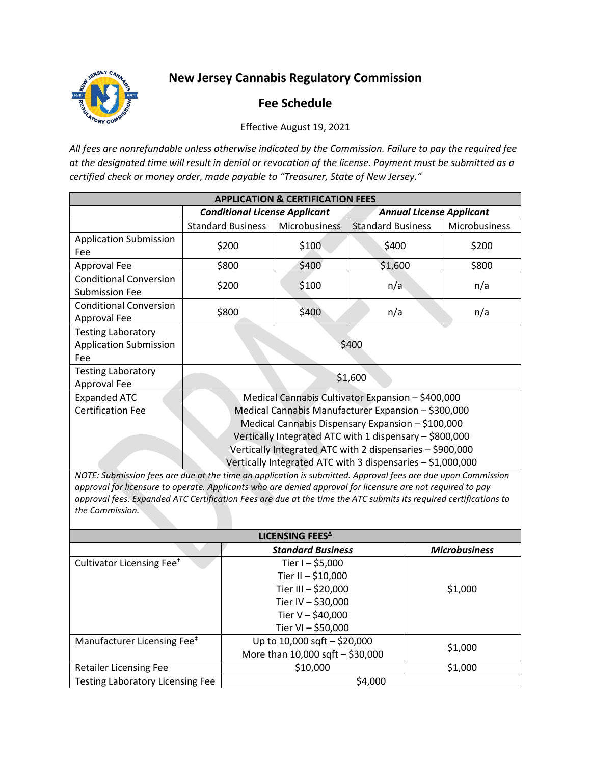# New Jersey Cannabis Regulatory Commission

## Fee Schedule

Effective August 19, 2021

*All fees are nonrefundable unless otherwise indicated by the Commission. Failure to pay the required fee at the designated time will result in denial or revocation of the license. Payment must be submitted as a certified check or money order, made payable to "Treasurer, State of New Jersey."*

| APPLICATION & CERTIFICATION FEES | | | | |
|---|---|---|---|---|
| | ***Conditional License Applicant*** | | ***Annual License Applicant*** | |
| | Standard Business | Microbusiness | Standard Business | Microbusiness |
| Application Submission Fee | $200 | $100 | $400 | $200 |
| Approval Fee | $800 | $400 | $1,600 | $800 |
| Conditional Conversion Submission Fee | $200 | $100 | n/a | n/a |
| Conditional Conversion Approval Fee | $800 | $400 | n/a | n/a |
| Testing Laboratory Application Submission Fee | $400 | | | |
| Testing Laboratory Approval Fee | $1,600 | | | |
| Expanded ATC Certification Fee | Medical Cannabis Cultivator Expansion – $400,000<br>Medical Cannabis Manufacturer Expansion – $300,000<br>Medical Cannabis Dispensary Expansion – $100,000<br>Vertically Integrated ATC with 1 dispensary – $800,000<br>Vertically Integrated ATC with 2 dispensaries – $900,000<br>Vertically Integrated ATC with 3 dispensaries – $1,000,000 | | | |

*NOTE: Submission fees are due at the time an application is submitted. Approval fees are due upon Commission approval for licensure to operate. Applicants who are denied approval for licensure are not required to pay approval fees. Expanded ATC Certification Fees are due at the time the ATC submits its required certifications to the Commission.*

| LICENSING FEES[Δ] | | |
|---|---|---|
| | ***Standard Business*** | ***Microbusiness*** |
| Cultivator Licensing Fee[†] | Tier I – $5,000<br>Tier II – $10,000<br>Tier III – $20,000<br>Tier IV – $30,000<br>Tier V – $40,000<br>Tier VI – $50,000 | $1,000 |
| Manufacturer Licensing Fee[‡] | Up to 10,000 sqft – $20,000<br>More than 10,000 sqft – $30,000 | $1,000 |
| Retailer Licensing Fee | $10,000 | $1,000 |
| Testing Laboratory Licensing Fee | $4,000 | |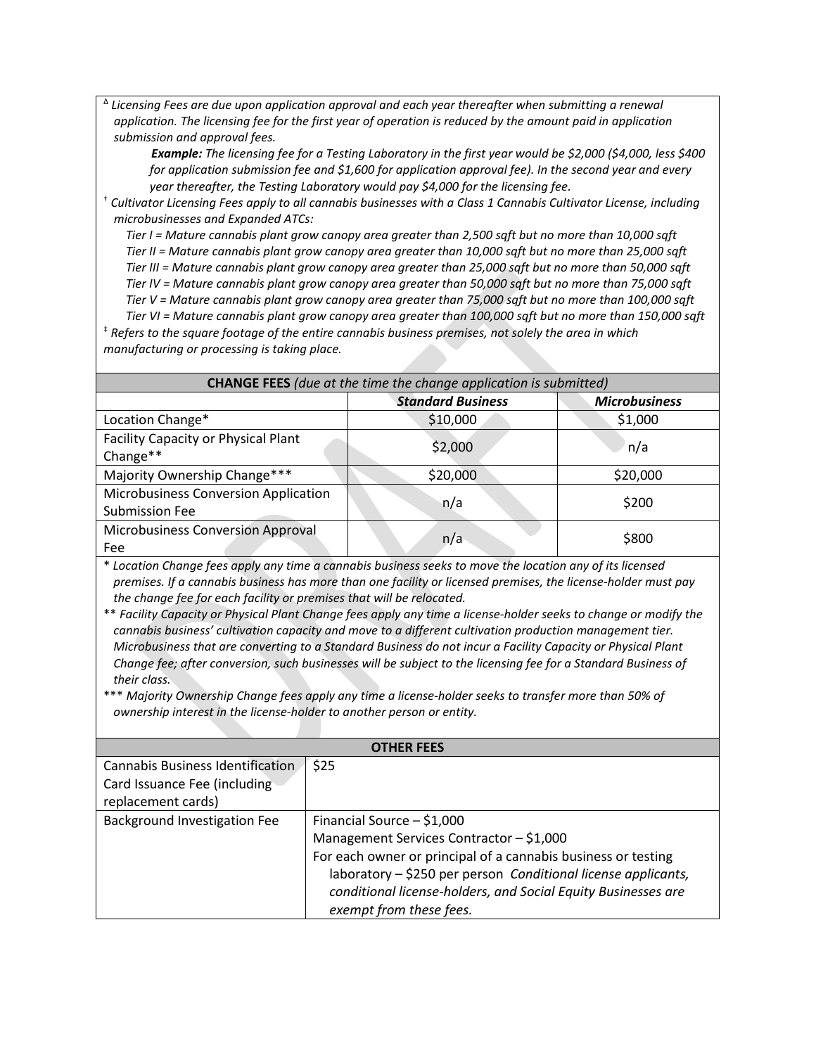[Δ] *Licensing Fees are due upon application approval and each year thereafter when submitting a renewal application. The licensing fee for the first year of operation is reduced by the amount paid in application submission and approval fees.*

> ***Example:*** *The licensing fee for a Testing Laboratory in the first year would be $2,000 ($4,000, less $400 for application submission fee and $1,600 for application approval fee). In the second year and every year thereafter, the Testing Laboratory would pay $4,000 for the licensing fee.*

[†] *Cultivator Licensing Fees apply to all cannabis businesses with a Class 1 Cannabis Cultivator License, including microbusinesses and Expanded ATCs:*

- *Tier I = Mature cannabis plant grow canopy area greater than 2,500 sqft but no more than 10,000 sqft*
- *Tier II = Mature cannabis plant grow canopy area greater than 10,000 sqft but no more than 25,000 sqft*
- *Tier III = Mature cannabis plant grow canopy area greater than 25,000 sqft but no more than 50,000 sqft*
- *Tier IV = Mature cannabis plant grow canopy area greater than 50,000 sqft but no more than 75,000 sqft*
- *Tier V = Mature cannabis plant grow canopy area greater than 75,000 sqft but no more than 100,000 sqft*
- *Tier VI = Mature cannabis plant grow canopy area greater than 100,000 sqft but no more than 150,000 sqft*

[‡] *Refers to the square footage of the entire cannabis business premises, not solely the area in which manufacturing or processing is taking place.*

**CHANGE FEES** *(due at the time the change application is submitted)*

| | ***Standard Business*** | ***Microbusiness*** |
|---|---|---|
| Location Change* | $10,000 | $1,000 |
| Facility Capacity or Physical Plant Change** | $2,000 | n/a |
| Majority Ownership Change*** | $20,000 | $20,000 |
| Microbusiness Conversion Application Submission Fee | n/a | $200 |
| Microbusiness Conversion Approval Fee | n/a | $800 |

\* *Location Change fees apply any time a cannabis business seeks to move the location any of its licensed premises. If a cannabis business has more than one facility or licensed premises, the license-holder must pay the change fee for each facility or premises that will be relocated.*

\*\* *Facility Capacity or Physical Plant Change fees apply any time a license-holder seeks to change or modify the cannabis business' cultivation capacity and move to a different cultivation production management tier. Microbusiness that are converting to a Standard Business do not incur a Facility Capacity or Physical Plant Change fee; after conversion, such businesses will be subject to the licensing fee for a Standard Business of their class.*

\*\*\* *Majority Ownership Change fees apply any time a license-holder seeks to transfer more than 50% of ownership interest in the license-holder to another person or entity.*

**OTHER FEES**

| | |
|---|---|
| Cannabis Business Identification Card Issuance Fee (including replacement cards) | $25 |
| Background Investigation Fee | Financial Source – $1,000<br>Management Services Contractor – $1,000<br>For each owner or principal of a cannabis business or testing laboratory – $250 per person *Conditional license applicants, conditional license-holders, and Social Equity Businesses are exempt from these fees.* |